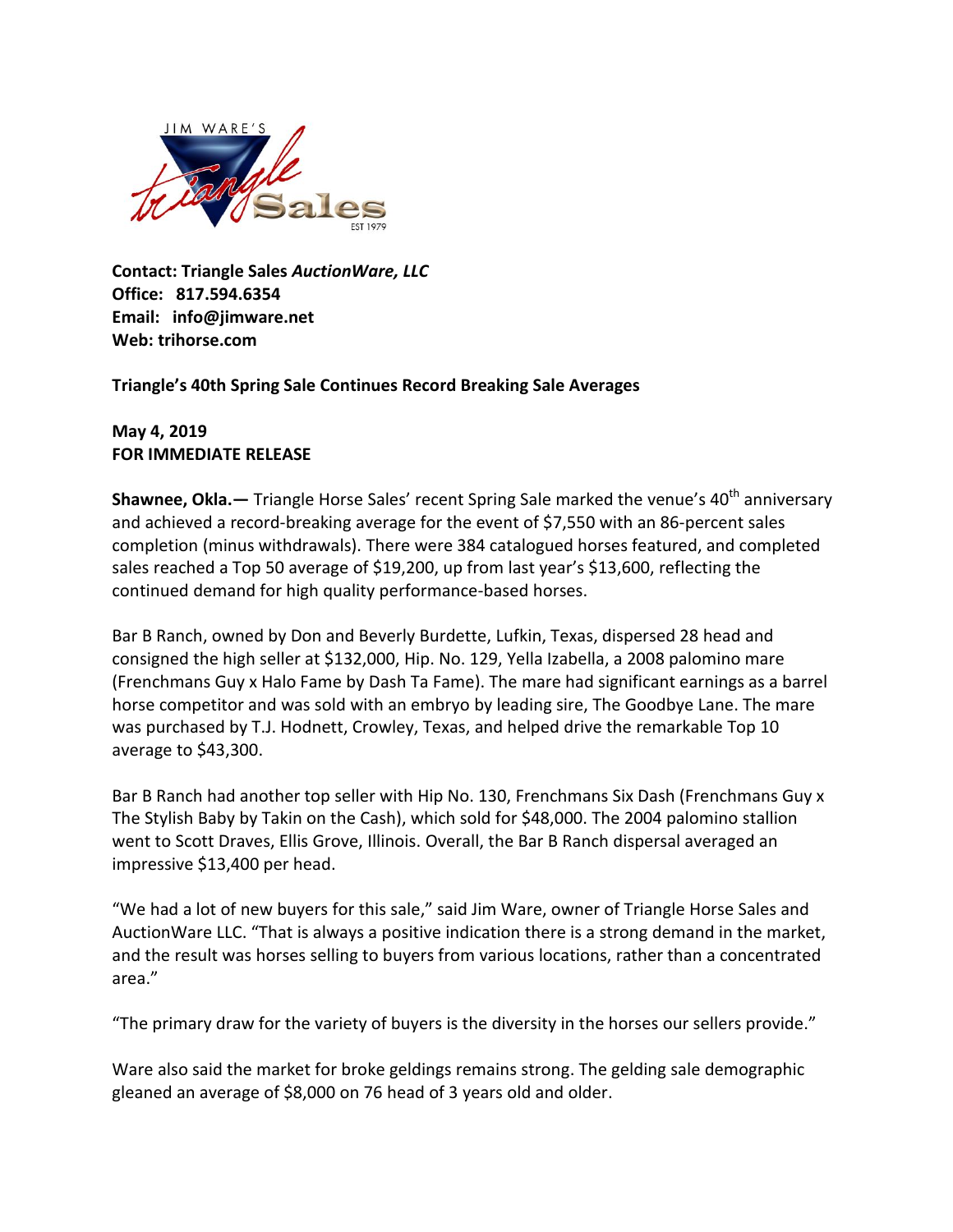JIM WARE'S Triangle Sales EST 1979

**Contact: Triangle Sales *AuctionWare, LLC***
**Office: 817.594.6354**
**Email: info@jimware.net**
**Web: trihorse.com**

**Triangle's 40th Spring Sale Continues Record Breaking Sale Averages**

**May 4, 2019**
**FOR IMMEDIATE RELEASE**

**Shawnee, Okla.—** Triangle Horse Sales' recent Spring Sale marked the venue's 40th anniversary and achieved a record-breaking average for the event of $7,550 with an 86-percent sales completion (minus withdrawals). There were 384 catalogued horses featured, and completed sales reached a Top 50 average of $19,200, up from last year's $13,600, reflecting the continued demand for high quality performance-based horses.

Bar B Ranch, owned by Don and Beverly Burdette, Lufkin, Texas, dispersed 28 head and consigned the high seller at $132,000, Hip. No. 129, Yella Izabella, a 2008 palomino mare (Frenchmans Guy x Halo Fame by Dash Ta Fame). The mare had significant earnings as a barrel horse competitor and was sold with an embryo by leading sire, The Goodbye Lane. The mare was purchased by T.J. Hodnett, Crowley, Texas, and helped drive the remarkable Top 10 average to $43,300.

Bar B Ranch had another top seller with Hip No. 130, Frenchmans Six Dash (Frenchmans Guy x The Stylish Baby by Takin on the Cash), which sold for $48,000. The 2004 palomino stallion went to Scott Draves, Ellis Grove, Illinois. Overall, the Bar B Ranch dispersal averaged an impressive $13,400 per head.

"We had a lot of new buyers for this sale," said Jim Ware, owner of Triangle Horse Sales and AuctionWare LLC. "That is always a positive indication there is a strong demand in the market, and the result was horses selling to buyers from various locations, rather than a concentrated area."

"The primary draw for the variety of buyers is the diversity in the horses our sellers provide."

Ware also said the market for broke geldings remains strong. The gelding sale demographic gleaned an average of $8,000 on 76 head of 3 years old and older.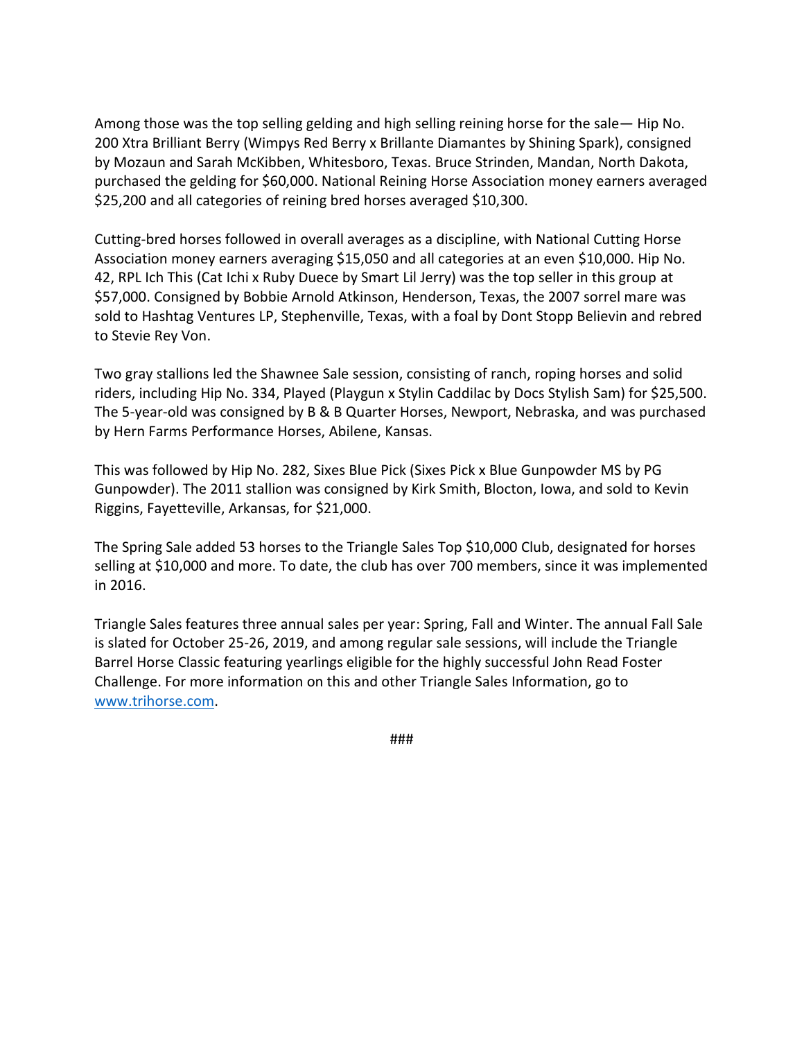Among those was the top selling gelding and high selling reining horse for the sale— Hip No. 200 Xtra Brilliant Berry (Wimpys Red Berry x Brillante Diamantes by Shining Spark), consigned by Mozaun and Sarah McKibben, Whitesboro, Texas. Bruce Strinden, Mandan, North Dakota, purchased the gelding for $60,000. National Reining Horse Association money earners averaged $25,200 and all categories of reining bred horses averaged $10,300.

Cutting-bred horses followed in overall averages as a discipline, with National Cutting Horse Association money earners averaging $15,050 and all categories at an even $10,000. Hip No. 42, RPL Ich This (Cat Ichi x Ruby Duece by Smart Lil Jerry) was the top seller in this group at $57,000. Consigned by Bobbie Arnold Atkinson, Henderson, Texas, the 2007 sorrel mare was sold to Hashtag Ventures LP, Stephenville, Texas, with a foal by Dont Stopp Believin and rebred to Stevie Rey Von.

Two gray stallions led the Shawnee Sale session, consisting of ranch, roping horses and solid riders, including Hip No. 334, Played (Playgun x Stylin Caddilac by Docs Stylish Sam) for $25,500. The 5-year-old was consigned by B & B Quarter Horses, Newport, Nebraska, and was purchased by Hern Farms Performance Horses, Abilene, Kansas.

This was followed by Hip No. 282, Sixes Blue Pick (Sixes Pick x Blue Gunpowder MS by PG Gunpowder). The 2011 stallion was consigned by Kirk Smith, Blocton, Iowa, and sold to Kevin Riggins, Fayetteville, Arkansas, for $21,000.

The Spring Sale added 53 horses to the Triangle Sales Top $10,000 Club, designated for horses selling at $10,000 and more. To date, the club has over 700 members, since it was implemented in 2016.

Triangle Sales features three annual sales per year: Spring, Fall and Winter. The annual Fall Sale is slated for October 25-26, 2019, and among regular sale sessions, will include the Triangle Barrel Horse Classic featuring yearlings eligible for the highly successful John Read Foster Challenge. For more information on this and other Triangle Sales Information, go to [www.trihorse.com](http://www.trihorse.com).

###